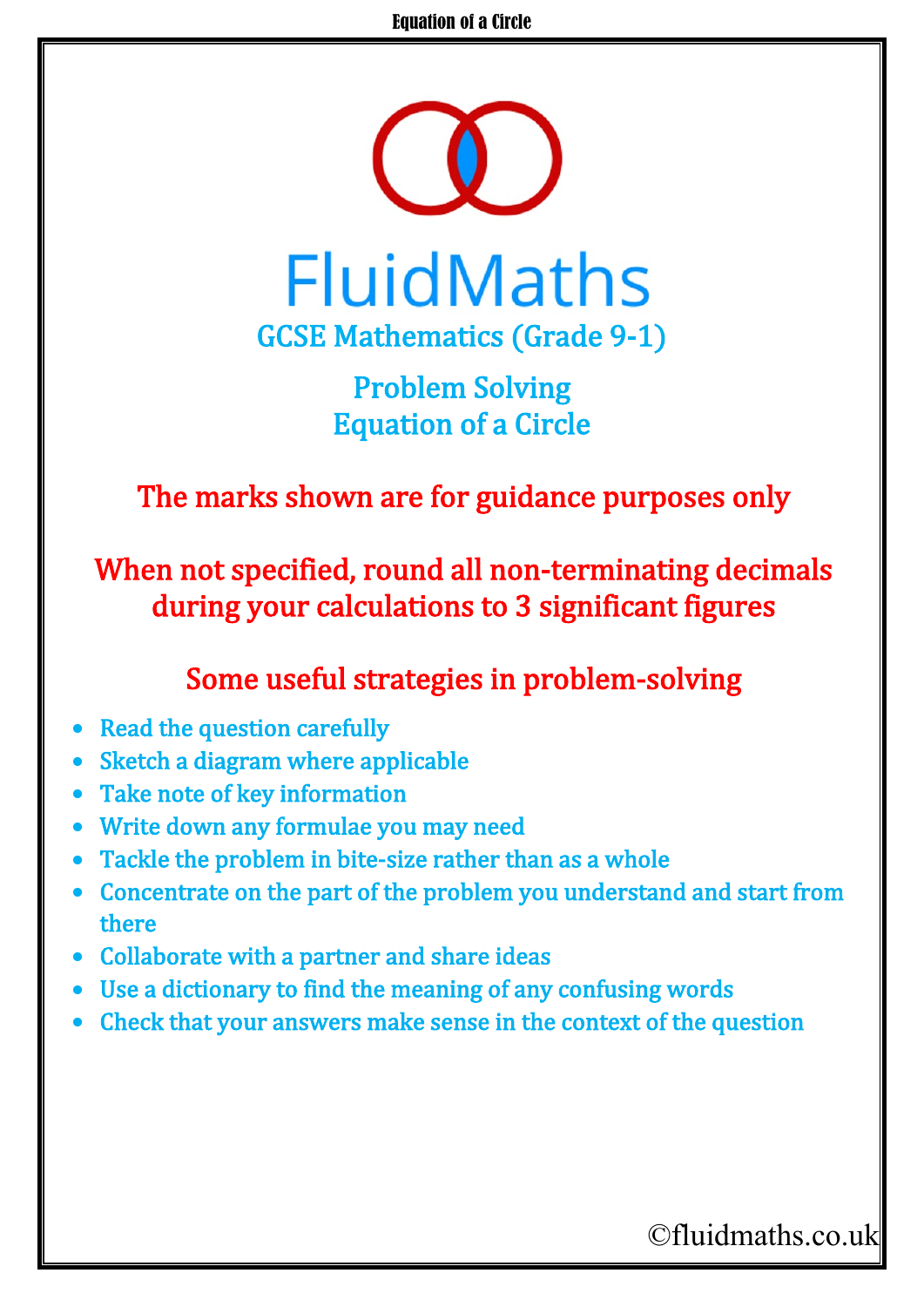# FluidMaths

## GCSE Mathematics (Grade 9-1)

## Problem Solving
## Equation of a Circle

**The marks shown are for guidance purposes only**

**When not specified, round all non-terminating decimals during your calculations to 3 significant figures**

### Some useful strategies in problem-solving

- Read the question carefully
- Sketch a diagram where applicable
- Take note of key information
- Write down any formulae you may need
- Tackle the problem in bite-size rather than as a whole
- Concentrate on the part of the problem you understand and start from there
- Collaborate with a partner and share ideas
- Use a dictionary to find the meaning of any confusing words
- Check that your answers make sense in the context of the question

©fluidmaths.co.uk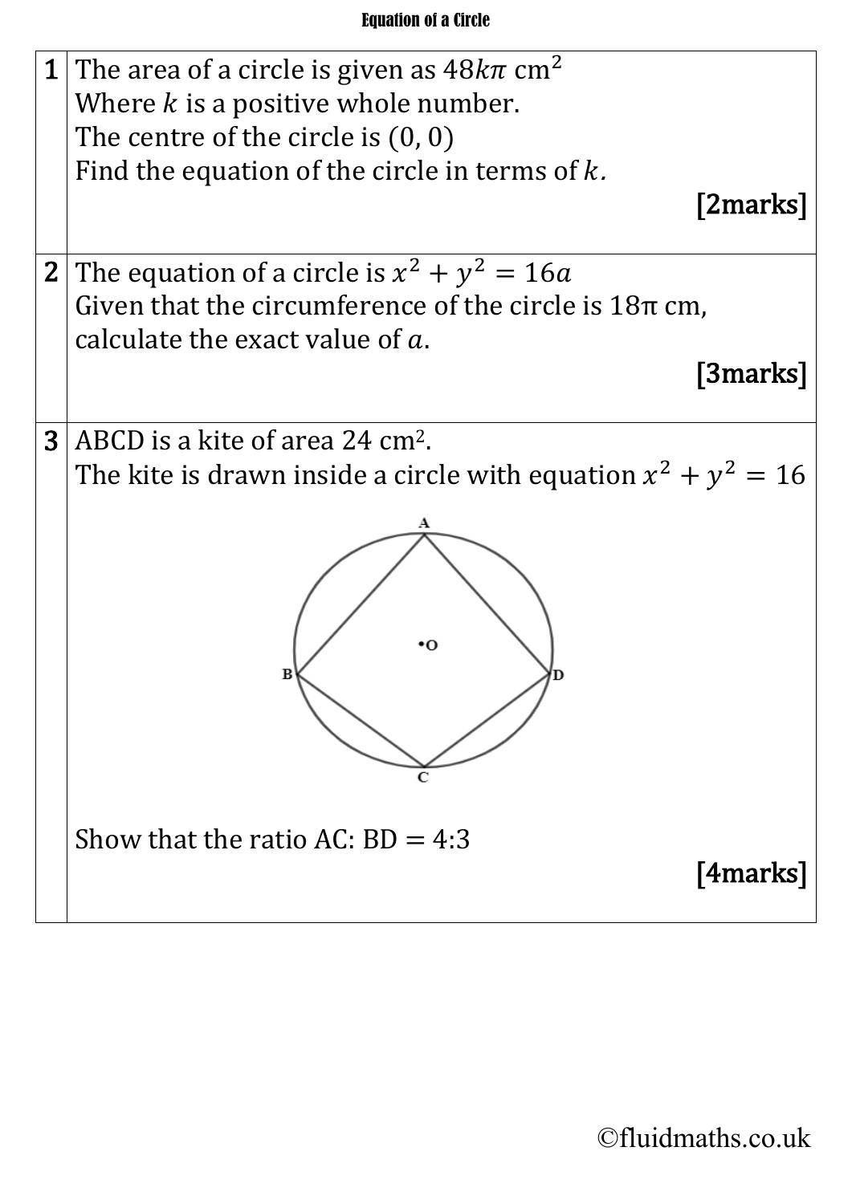# Equation of a Circle

| | |
|---|---|
| 1 | The area of a circle is given as $48k\pi$ cm$^2$<br>Where $k$ is a positive whole number.<br>The centre of the circle is (0, 0)<br>Find the equation of the circle in terms of $k$.<br>**[2marks]** |
| 2 | The equation of a circle is $x^2 + y^2 = 16a$<br>Given that the circumference of the circle is 18π cm,<br>calculate the exact value of $a$.<br>**[3marks]** |
| 3 | ABCD is a kite of area 24 cm$^2$.<br>The kite is drawn inside a circle with equation $x^2 + y^2 = 16$<br><br>Show that the ratio AC: BD = 4:3<br>**[4marks]** |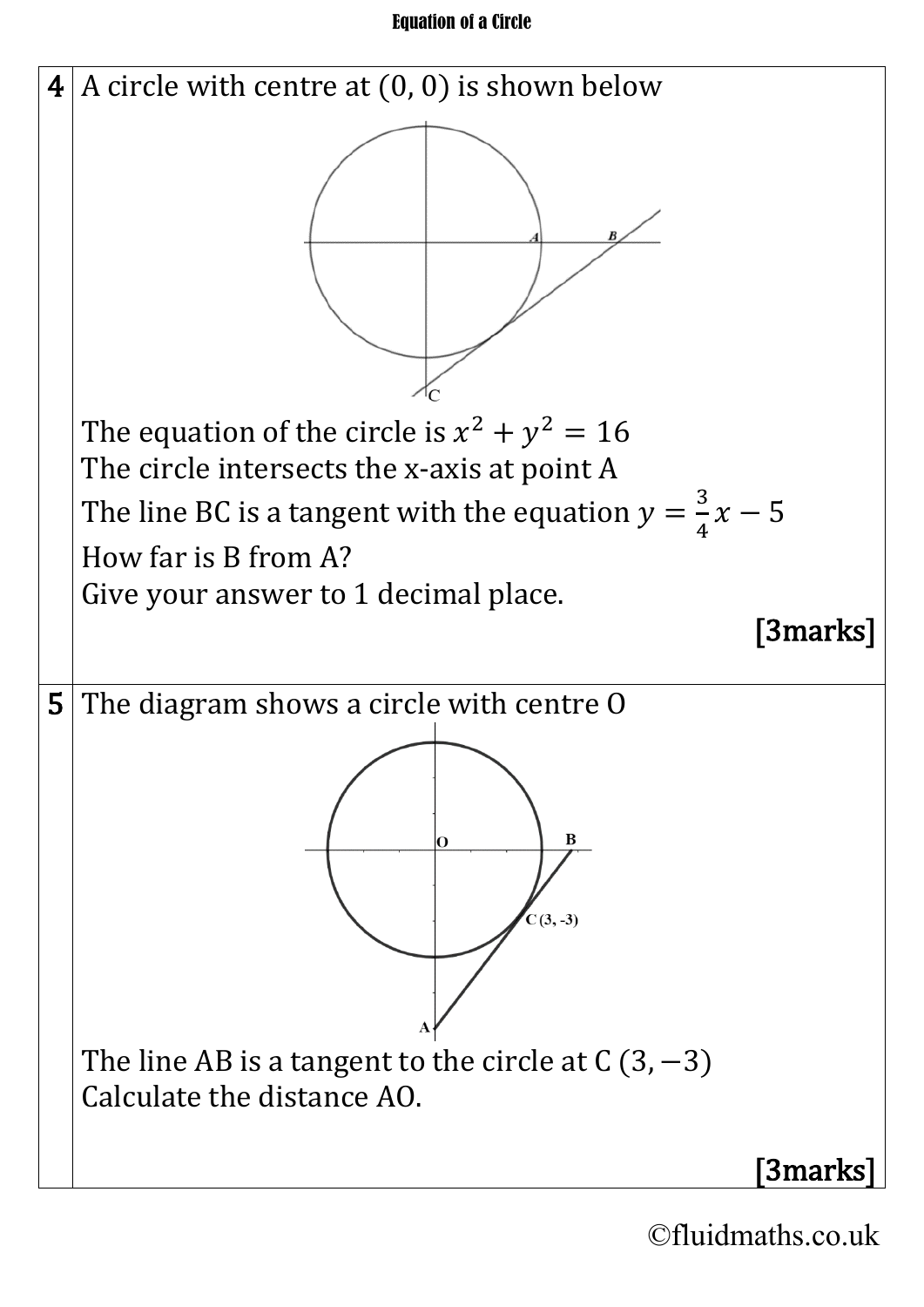| | |
|---|---|
| 4 | A circle with centre at (0, 0) is shown below<br><br>The equation of the circle is $x^2 + y^2 = 16$<br>The circle intersects the x-axis at point A<br>The line BC is a tangent with the equation $y = \frac{3}{4}x - 5$<br>How far is B from A?<br>Give your answer to 1 decimal place.<br><br>**[3marks]** |
| 5 | The diagram shows a circle with centre O<br><br>The line AB is a tangent to the circle at C $(3, -3)$<br>Calculate the distance AO.<br><br>**[3marks]** |

©fluidmaths.co.uk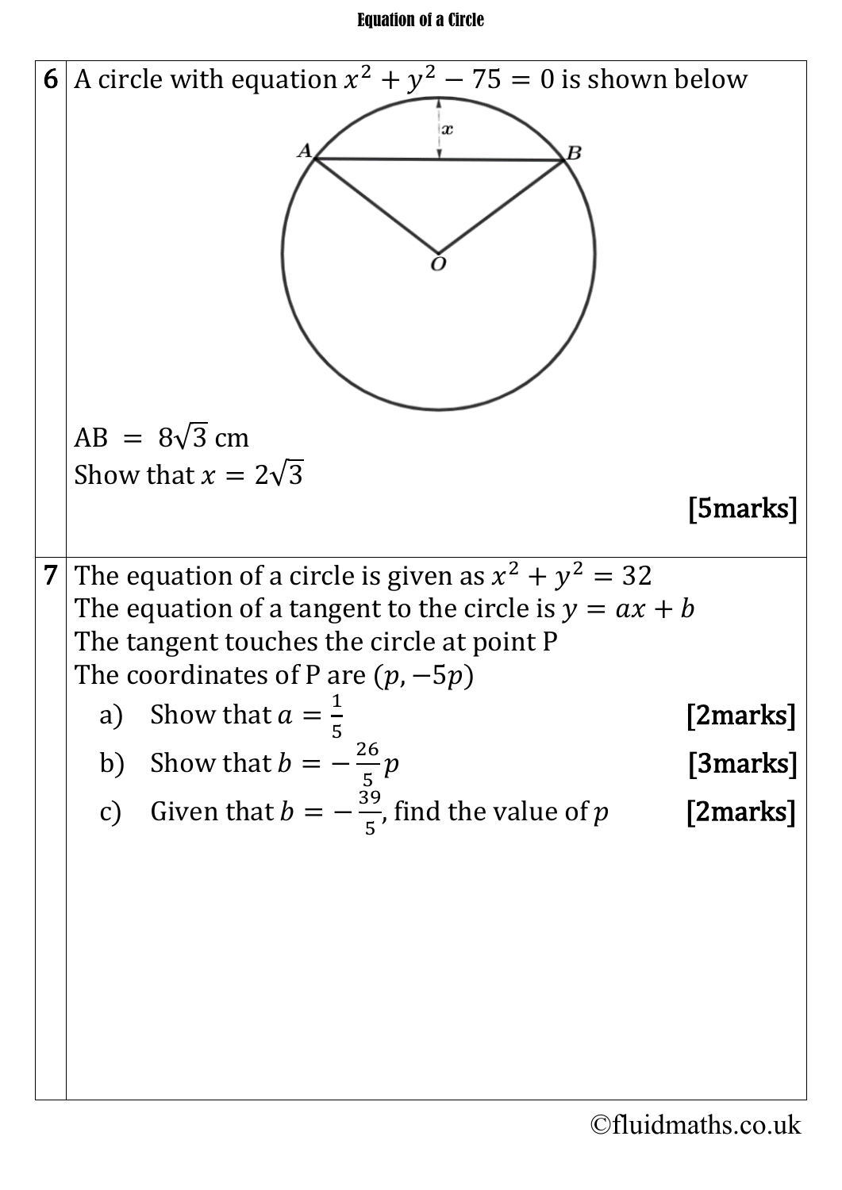**6** A circle with equation $x^2 + y^2 - 75 = 0$ is shown below

AB $= 8\sqrt{3}$ cm

Show that $x = 2\sqrt{3}$

**[5marks]**

**7** The equation of a circle is given as $x^2 + y^2 = 32$

The equation of a tangent to the circle is $y = ax + b$

The tangent touches the circle at point P

The coordinates of P are $(p, -5p)$

a) Show that $a = \frac{1}{5}$ **[2marks]**

b) Show that $b = -\frac{26}{5}p$ **[3marks]**

c) Given that $b = -\frac{39}{5}$, find the value of $p$ **[2marks]**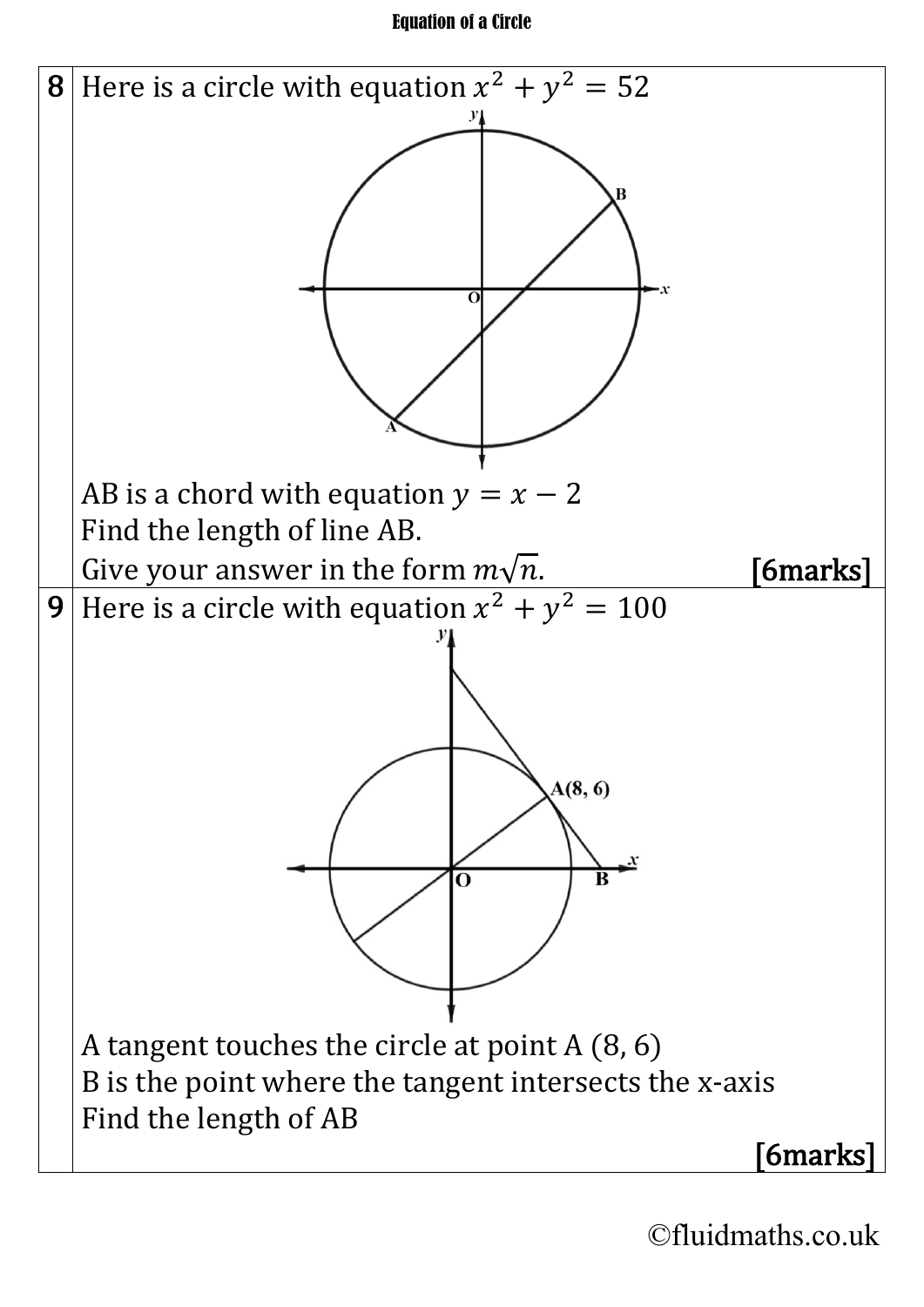**8** Here is a circle with equation $x^2 + y^2 = 52$

AB is a chord with equation $y = x - 2$
Find the length of line AB.
Give your answer in the form $m\sqrt{n}$. **[6marks]**

**9** Here is a circle with equation $x^2 + y^2 = 100$

A tangent touches the circle at point A (8, 6)
B is the point where the tangent intersects the x-axis
Find the length of AB

**[6marks]**

©fluidmaths.co.uk